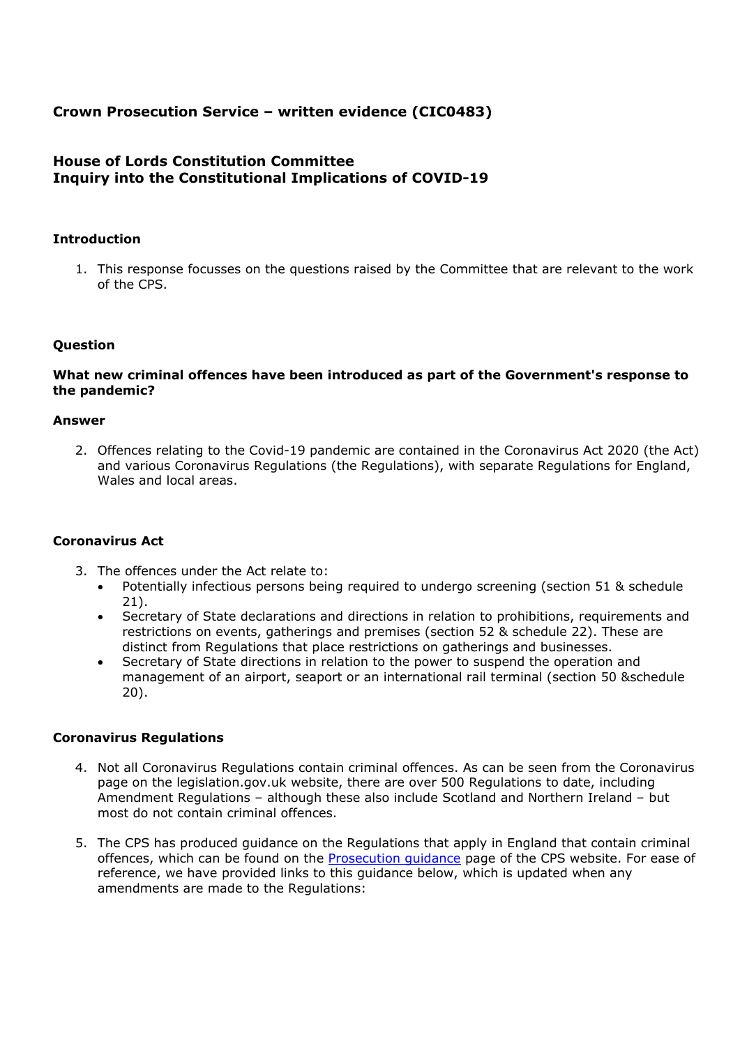# Crown Prosecution Service – written evidence (CIC0483)

## House of Lords Constitution Committee
## Inquiry into the Constitutional Implications of COVID-19

### Introduction

1. This response focusses on the questions raised by the Committee that are relevant to the work of the CPS.

### Question

**What new criminal offences have been introduced as part of the Government's response to the pandemic?**

### Answer

2. Offences relating to the Covid-19 pandemic are contained in the Coronavirus Act 2020 (the Act) and various Coronavirus Regulations (the Regulations), with separate Regulations for England, Wales and local areas.

### Coronavirus Act

3. The offences under the Act relate to:
   - Potentially infectious persons being required to undergo screening (section 51 & schedule 21).
   - Secretary of State declarations and directions in relation to prohibitions, requirements and restrictions on events, gatherings and premises (section 52 & schedule 22). These are distinct from Regulations that place restrictions on gatherings and businesses.
   - Secretary of State directions in relation to the power to suspend the operation and management of an airport, seaport or an international rail terminal (section 50 &schedule 20).

### Coronavirus Regulations

4. Not all Coronavirus Regulations contain criminal offences. As can be seen from the Coronavirus page on the legislation.gov.uk website, there are over 500 Regulations to date, including Amendment Regulations – although these also include Scotland and Northern Ireland – but most do not contain criminal offences.

5. The CPS has produced guidance on the Regulations that apply in England that contain criminal offences, which can be found on the Prosecution guidance page of the CPS website. For ease of reference, we have provided links to this guidance below, which is updated when any amendments are made to the Regulations: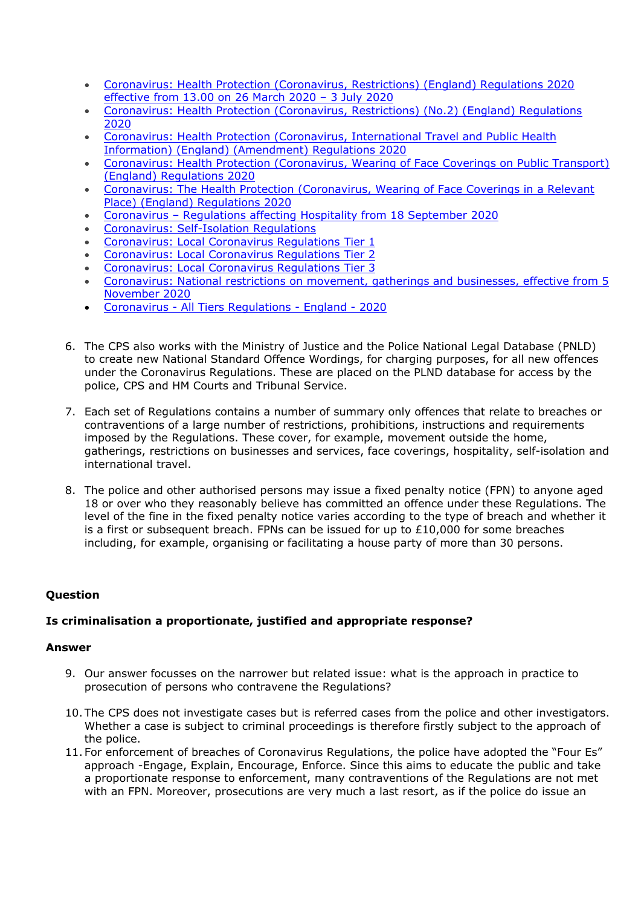- Coronavirus: Health Protection (Coronavirus, Restrictions) (England) Regulations 2020 effective from 13.00 on 26 March 2020 – 3 July 2020
- Coronavirus: Health Protection (Coronavirus, Restrictions) (No.2) (England) Regulations 2020
- Coronavirus: Health Protection (Coronavirus, International Travel and Public Health Information) (England) (Amendment) Regulations 2020
- Coronavirus: Health Protection (Coronavirus, Wearing of Face Coverings on Public Transport) (England) Regulations 2020
- Coronavirus: The Health Protection (Coronavirus, Wearing of Face Coverings in a Relevant Place) (England) Regulations 2020
- Coronavirus – Regulations affecting Hospitality from 18 September 2020
- Coronavirus: Self-Isolation Regulations
- Coronavirus: Local Coronavirus Regulations Tier 1
- Coronavirus: Local Coronavirus Regulations Tier 2
- Coronavirus: Local Coronavirus Regulations Tier 3
- Coronavirus: National restrictions on movement, gatherings and businesses, effective from 5 November 2020
- Coronavirus - All Tiers Regulations - England - 2020

6. The CPS also works with the Ministry of Justice and the Police National Legal Database (PNLD) to create new National Standard Offence Wordings, for charging purposes, for all new offences under the Coronavirus Regulations. These are placed on the PLND database for access by the police, CPS and HM Courts and Tribunal Service.

7. Each set of Regulations contains a number of summary only offences that relate to breaches or contraventions of a large number of restrictions, prohibitions, instructions and requirements imposed by the Regulations. These cover, for example, movement outside the home, gatherings, restrictions on businesses and services, face coverings, hospitality, self-isolation and international travel.

8. The police and other authorised persons may issue a fixed penalty notice (FPN) to anyone aged 18 or over who they reasonably believe has committed an offence under these Regulations. The level of the fine in the fixed penalty notice varies according to the type of breach and whether it is a first or subsequent breach. FPNs can be issued for up to £10,000 for some breaches including, for example, organising or facilitating a house party of more than 30 persons.

**Question**

**Is criminalisation a proportionate, justified and appropriate response?**

**Answer**

9. Our answer focusses on the narrower but related issue: what is the approach in practice to prosecution of persons who contravene the Regulations?

10. The CPS does not investigate cases but is referred cases from the police and other investigators. Whether a case is subject to criminal proceedings is therefore firstly subject to the approach of the police.

11. For enforcement of breaches of Coronavirus Regulations, the police have adopted the "Four Es" approach -Engage, Explain, Encourage, Enforce. Since this aims to educate the public and take a proportionate response to enforcement, many contraventions of the Regulations are not met with an FPN. Moreover, prosecutions are very much a last resort, as if the police do issue an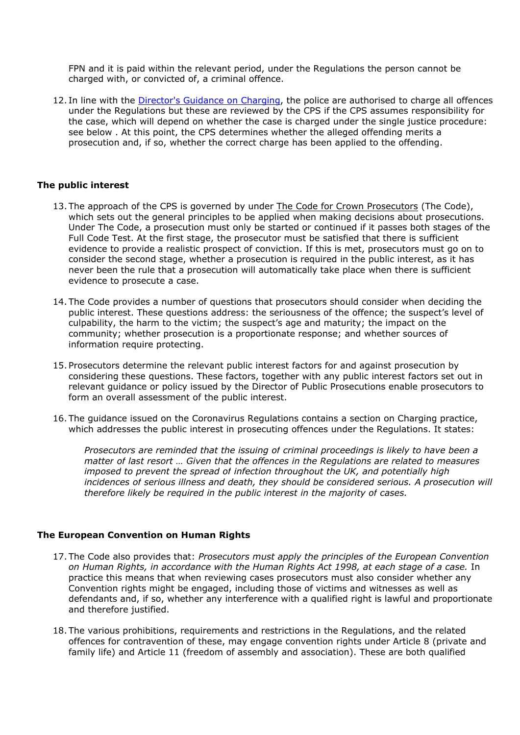FPN and it is paid within the relevant period, under the Regulations the person cannot be charged with, or convicted of, a criminal offence.

12. In line with the [Director's Guidance on Charging](), the police are authorised to charge all offences under the Regulations but these are reviewed by the CPS if the CPS assumes responsibility for the case, which will depend on whether the case is charged under the single justice procedure: see below . At this point, the CPS determines whether the alleged offending merits a prosecution and, if so, whether the correct charge has been applied to the offending.

### The public interest

13. The approach of the CPS is governed by under The Code for Crown Prosecutors (The Code), which sets out the general principles to be applied when making decisions about prosecutions. Under The Code, a prosecution must only be started or continued if it passes both stages of the Full Code Test. At the first stage, the prosecutor must be satisfied that there is sufficient evidence to provide a realistic prospect of conviction. If this is met, prosecutors must go on to consider the second stage, whether a prosecution is required in the public interest, as it has never been the rule that a prosecution will automatically take place when there is sufficient evidence to prosecute a case.

14. The Code provides a number of questions that prosecutors should consider when deciding the public interest. These questions address: the seriousness of the offence; the suspect's level of culpability, the harm to the victim; the suspect's age and maturity; the impact on the community; whether prosecution is a proportionate response; and whether sources of information require protecting.

15. Prosecutors determine the relevant public interest factors for and against prosecution by considering these questions. These factors, together with any public interest factors set out in relevant guidance or policy issued by the Director of Public Prosecutions enable prosecutors to form an overall assessment of the public interest.

16. The guidance issued on the Coronavirus Regulations contains a section on Charging practice, which addresses the public interest in prosecuting offences under the Regulations. It states:

    *Prosecutors are reminded that the issuing of criminal proceedings is likely to have been a matter of last resort … Given that the offences in the Regulations are related to measures imposed to prevent the spread of infection throughout the UK, and potentially high incidences of serious illness and death, they should be considered serious. A prosecution will therefore likely be required in the public interest in the majority of cases.*

### The European Convention on Human Rights

17. The Code also provides that: *Prosecutors must apply the principles of the European Convention on Human Rights, in accordance with the Human Rights Act 1998, at each stage of a case.* In practice this means that when reviewing cases prosecutors must also consider whether any Convention rights might be engaged, including those of victims and witnesses as well as defendants and, if so, whether any interference with a qualified right is lawful and proportionate and therefore justified.

18. The various prohibitions, requirements and restrictions in the Regulations, and the related offences for contravention of these, may engage convention rights under Article 8 (private and family life) and Article 11 (freedom of assembly and association). These are both qualified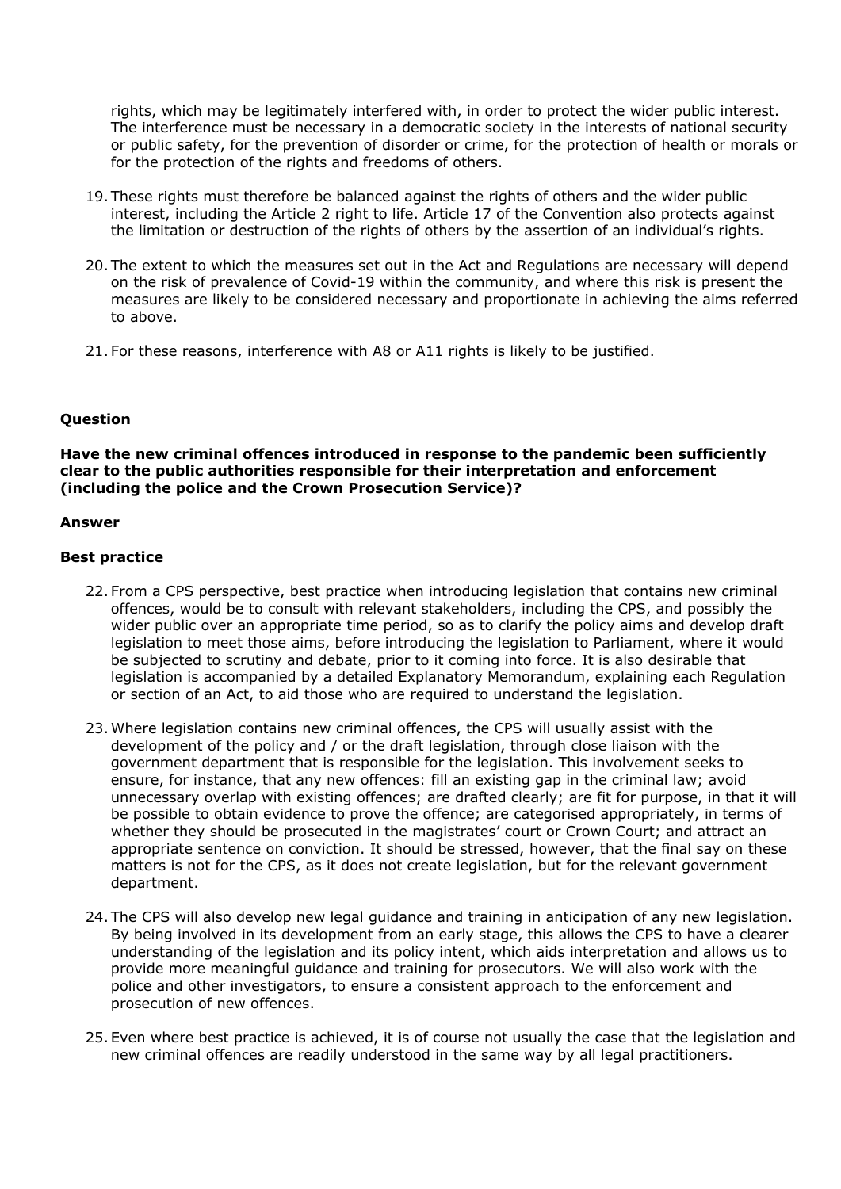rights, which may be legitimately interfered with, in order to protect the wider public interest. The interference must be necessary in a democratic society in the interests of national security or public safety, for the prevention of disorder or crime, for the protection of health or morals or for the protection of the rights and freedoms of others.

19. These rights must therefore be balanced against the rights of others and the wider public interest, including the Article 2 right to life. Article 17 of the Convention also protects against the limitation or destruction of the rights of others by the assertion of an individual's rights.

20. The extent to which the measures set out in the Act and Regulations are necessary will depend on the risk of prevalence of Covid-19 within the community, and where this risk is present the measures are likely to be considered necessary and proportionate in achieving the aims referred to above.

21. For these reasons, interference with A8 or A11 rights is likely to be justified.

**Question**

**Have the new criminal offences introduced in response to the pandemic been sufficiently clear to the public authorities responsible for their interpretation and enforcement (including the police and the Crown Prosecution Service)?**

**Answer**

**Best practice**

22. From a CPS perspective, best practice when introducing legislation that contains new criminal offences, would be to consult with relevant stakeholders, including the CPS, and possibly the wider public over an appropriate time period, so as to clarify the policy aims and develop draft legislation to meet those aims, before introducing the legislation to Parliament, where it would be subjected to scrutiny and debate, prior to it coming into force. It is also desirable that legislation is accompanied by a detailed Explanatory Memorandum, explaining each Regulation or section of an Act, to aid those who are required to understand the legislation.

23. Where legislation contains new criminal offences, the CPS will usually assist with the development of the policy and / or the draft legislation, through close liaison with the government department that is responsible for the legislation. This involvement seeks to ensure, for instance, that any new offences: fill an existing gap in the criminal law; avoid unnecessary overlap with existing offences; are drafted clearly; are fit for purpose, in that it will be possible to obtain evidence to prove the offence; are categorised appropriately, in terms of whether they should be prosecuted in the magistrates' court or Crown Court; and attract an appropriate sentence on conviction. It should be stressed, however, that the final say on these matters is not for the CPS, as it does not create legislation, but for the relevant government department.

24. The CPS will also develop new legal guidance and training in anticipation of any new legislation. By being involved in its development from an early stage, this allows the CPS to have a clearer understanding of the legislation and its policy intent, which aids interpretation and allows us to provide more meaningful guidance and training for prosecutors. We will also work with the police and other investigators, to ensure a consistent approach to the enforcement and prosecution of new offences.

25. Even where best practice is achieved, it is of course not usually the case that the legislation and new criminal offences are readily understood in the same way by all legal practitioners.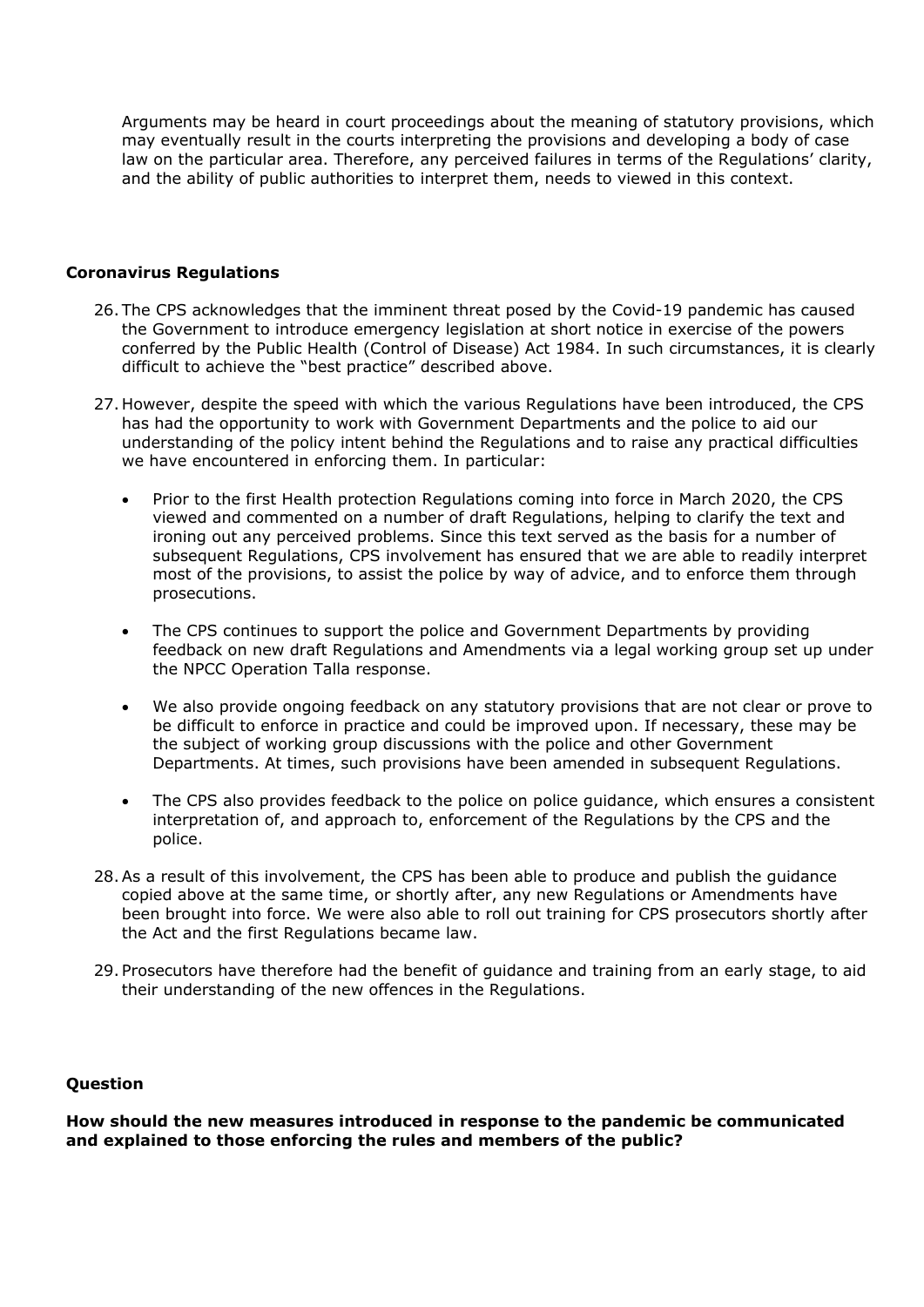Arguments may be heard in court proceedings about the meaning of statutory provisions, which may eventually result in the courts interpreting the provisions and developing a body of case law on the particular area. Therefore, any perceived failures in terms of the Regulations' clarity, and the ability of public authorities to interpret them, needs to viewed in this context.

**Coronavirus Regulations**

26. The CPS acknowledges that the imminent threat posed by the Covid-19 pandemic has caused the Government to introduce emergency legislation at short notice in exercise of the powers conferred by the Public Health (Control of Disease) Act 1984. In such circumstances, it is clearly difficult to achieve the "best practice" described above.

27. However, despite the speed with which the various Regulations have been introduced, the CPS has had the opportunity to work with Government Departments and the police to aid our understanding of the policy intent behind the Regulations and to raise any practical difficulties we have encountered in enforcing them. In particular:

    - Prior to the first Health protection Regulations coming into force in March 2020, the CPS viewed and commented on a number of draft Regulations, helping to clarify the text and ironing out any perceived problems. Since this text served as the basis for a number of subsequent Regulations, CPS involvement has ensured that we are able to readily interpret most of the provisions, to assist the police by way of advice, and to enforce them through prosecutions.

    - The CPS continues to support the police and Government Departments by providing feedback on new draft Regulations and Amendments via a legal working group set up under the NPCC Operation Talla response.

    - We also provide ongoing feedback on any statutory provisions that are not clear or prove to be difficult to enforce in practice and could be improved upon. If necessary, these may be the subject of working group discussions with the police and other Government Departments. At times, such provisions have been amended in subsequent Regulations.

    - The CPS also provides feedback to the police on police guidance, which ensures a consistent interpretation of, and approach to, enforcement of the Regulations by the CPS and the police.

28. As a result of this involvement, the CPS has been able to produce and publish the guidance copied above at the same time, or shortly after, any new Regulations or Amendments have been brought into force. We were also able to roll out training for CPS prosecutors shortly after the Act and the first Regulations became law.

29. Prosecutors have therefore had the benefit of guidance and training from an early stage, to aid their understanding of the new offences in the Regulations.

**Question**

**How should the new measures introduced in response to the pandemic be communicated and explained to those enforcing the rules and members of the public?**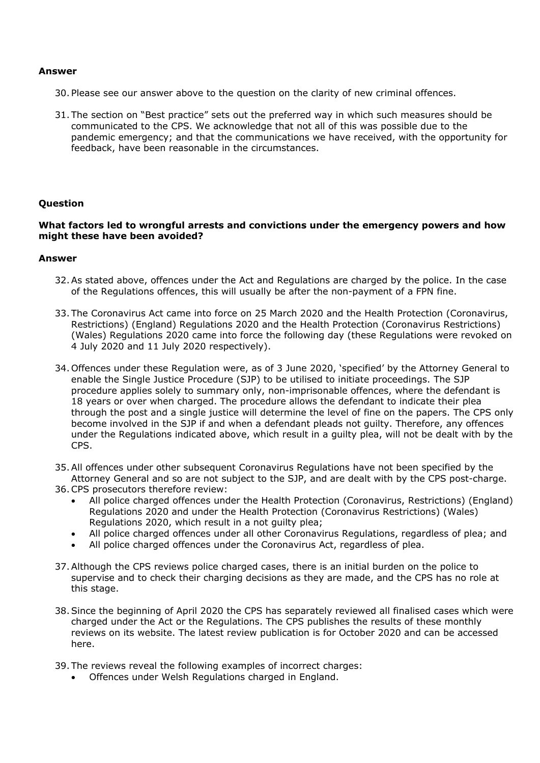**Answer**

30. Please see our answer above to the question on the clarity of new criminal offences.

31. The section on "Best practice" sets out the preferred way in which such measures should be communicated to the CPS. We acknowledge that not all of this was possible due to the pandemic emergency; and that the communications we have received, with the opportunity for feedback, have been reasonable in the circumstances.

**Question**

**What factors led to wrongful arrests and convictions under the emergency powers and how might these have been avoided?**

**Answer**

32. As stated above, offences under the Act and Regulations are charged by the police. In the case of the Regulations offences, this will usually be after the non-payment of a FPN fine.

33. The Coronavirus Act came into force on 25 March 2020 and the Health Protection (Coronavirus, Restrictions) (England) Regulations 2020 and the Health Protection (Coronavirus Restrictions) (Wales) Regulations 2020 came into force the following day (these Regulations were revoked on 4 July 2020 and 11 July 2020 respectively).

34. Offences under these Regulation were, as of 3 June 2020, 'specified' by the Attorney General to enable the Single Justice Procedure (SJP) to be utilised to initiate proceedings. The SJP procedure applies solely to summary only, non-imprisonable offences, where the defendant is 18 years or over when charged. The procedure allows the defendant to indicate their plea through the post and a single justice will determine the level of fine on the papers. The CPS only become involved in the SJP if and when a defendant pleads not guilty. Therefore, any offences under the Regulations indicated above, which result in a guilty plea, will not be dealt with by the CPS.

35. All offences under other subsequent Coronavirus Regulations have not been specified by the Attorney General and so are not subject to the SJP, and are dealt with by the CPS post-charge.

36. CPS prosecutors therefore review:
    - All police charged offences under the Health Protection (Coronavirus, Restrictions) (England) Regulations 2020 and under the Health Protection (Coronavirus Restrictions) (Wales) Regulations 2020, which result in a not guilty plea;
    - All police charged offences under all other Coronavirus Regulations, regardless of plea; and
    - All police charged offences under the Coronavirus Act, regardless of plea.

37. Although the CPS reviews police charged cases, there is an initial burden on the police to supervise and to check their charging decisions as they are made, and the CPS has no role at this stage.

38. Since the beginning of April 2020 the CPS has separately reviewed all finalised cases which were charged under the Act or the Regulations. The CPS publishes the results of these monthly reviews on its website. The latest review publication is for October 2020 and can be accessed here.

39. The reviews reveal the following examples of incorrect charges:
    - Offences under Welsh Regulations charged in England.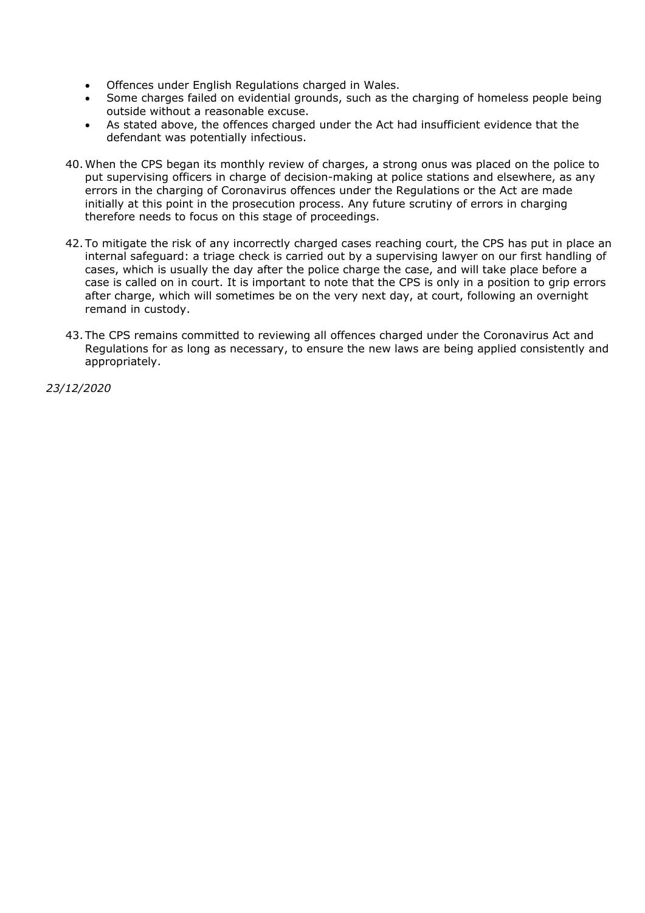- Offences under English Regulations charged in Wales.
- Some charges failed on evidential grounds, such as the charging of homeless people being outside without a reasonable excuse.
- As stated above, the offences charged under the Act had insufficient evidence that the defendant was potentially infectious.

40. When the CPS began its monthly review of charges, a strong onus was placed on the police to put supervising officers in charge of decision-making at police stations and elsewhere, as any errors in the charging of Coronavirus offences under the Regulations or the Act are made initially at this point in the prosecution process. Any future scrutiny of errors in charging therefore needs to focus on this stage of proceedings.

42. To mitigate the risk of any incorrectly charged cases reaching court, the CPS has put in place an internal safeguard: a triage check is carried out by a supervising lawyer on our first handling of cases, which is usually the day after the police charge the case, and will take place before a case is called on in court. It is important to note that the CPS is only in a position to grip errors after charge, which will sometimes be on the very next day, at court, following an overnight remand in custody.

43. The CPS remains committed to reviewing all offences charged under the Coronavirus Act and Regulations for as long as necessary, to ensure the new laws are being applied consistently and appropriately.

*23/12/2020*